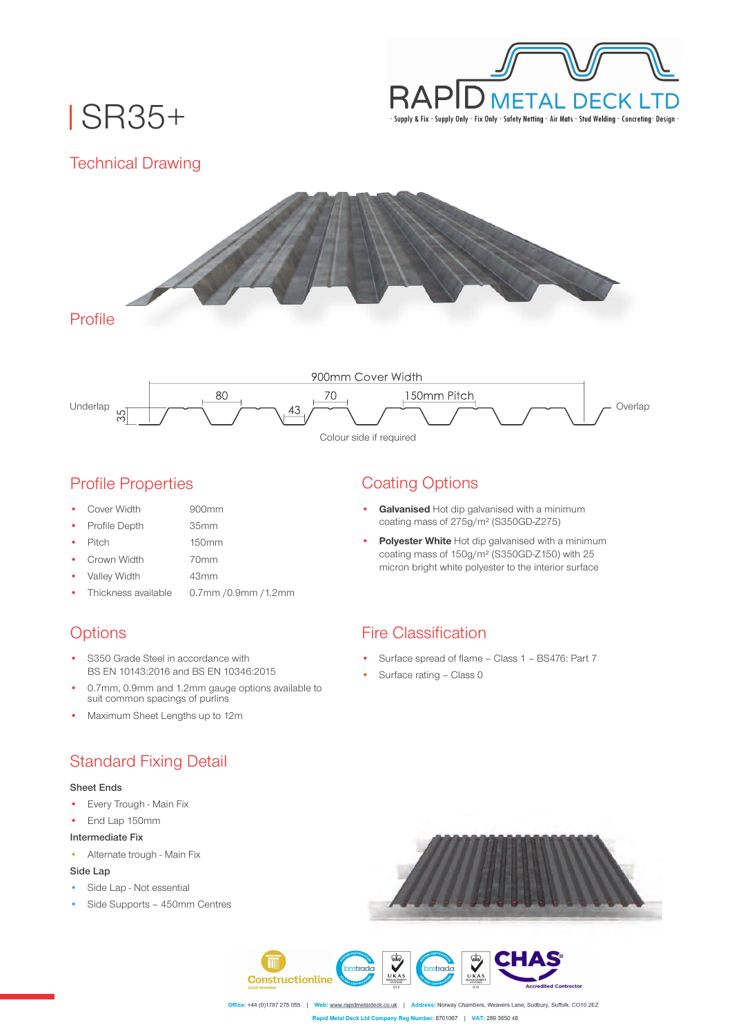# SR35+

RAPID METAL DECK LTD

· Supply & Fix · Supply Only · Fix Only · Safety Netting · Air Mats · Stud Welding · Concreting · Design ·

## Technical Drawing

## Profile

900mm Cover Width

Underlap 35 80 43 70 150mm Pitch Overlap

Colour side if required

## Profile Properties

- Cover Width 900mm
- Profile Depth 35mm
- Pitch 150mm
- Crown Width 70mm
- Valley Width 43mm
- Thickness available 0.7mm /0.9mm /1.2mm

## Coating Options

- **Galvanised** Hot dip galvanised with a minimum coating mass of 275g/m² (S350GD-Z275)
- **Polyester White** Hot dip galvanised with a minimum coating mass of 150g/m² (S350GD-Z150) with 25 micron bright white polyester to the interior surface

## Options

- S350 Grade Steel in accordance with BS EN 10143:2016 and BS EN 10346:2015
- 0.7mm, 0.9mm and 1.2mm gauge options available to suit common spacings of purlins
- Maximum Sheet Lengths up to 12m

## Fire Classification

- Surface spread of flame – Class 1 – BS476: Part 7
- Surface rating – Class 0

## Standard Fixing Detail

**Sheet Ends**

- Every Trough - Main Fix
- End Lap 150mm

**Intermediate Fix**

- Alternate trough - Main Fix

**Side Lap**

- Side Lap - Not essential
- Side Supports – 450mm Centres

Constructionline Gold Member | bmtrada | UKAS | bmtrada | UKAS | CHAS Accredited Contractor

**Office:** +44 (0)1787 275 055 | **Web:** www.rapidmetaldeck.co.uk | **Address:** Norway Chambers, Weavers Lane, Sudbury, Suffolk. CO10 2EZ

**Rapid Metal Deck Ltd Company Reg Number:** 8701067 | **VAT:** 289 3850 48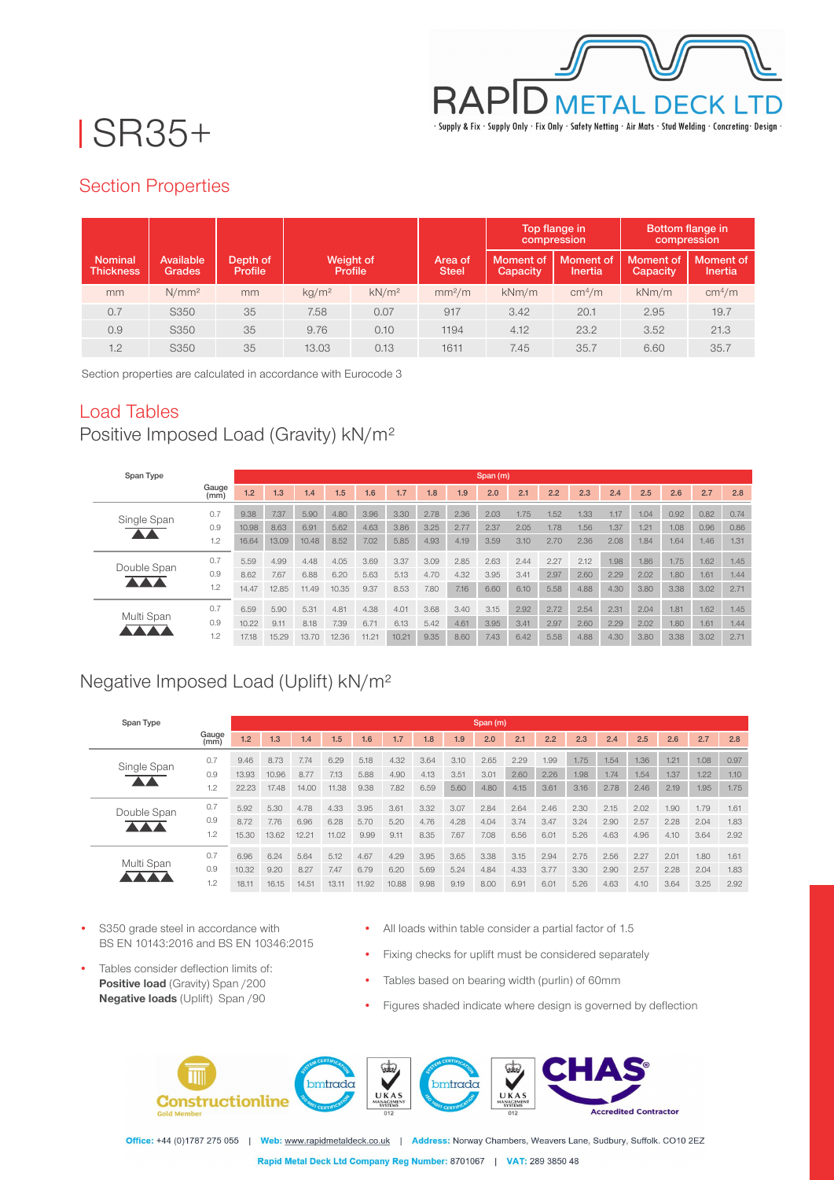# SR35+

RAPID METAL DECK LTD

· Supply & Fix · Supply Only · Fix Only · Safety Netting · Air Mats · Stud Welding · Concreting · Design ·

## Section Properties

| Nominal Thickness | Available Grades | Depth of Profile | Weight of Profile | | Area of Steel | Top flange in compression | | Bottom flange in compression | |
|---|---|---|---|---|---|---|---|---|---|
| | | | | | | Moment of Capacity | Moment of Inertia | Moment of Capacity | Moment of Inertia |
| mm | N/mm² | mm | kg/m² | kN/m² | mm²/m | kNm/m | cm⁴/m | kNm/m | cm⁴/m |
| 0.7 | S350 | 35 | 7.58 | 0.07 | 917 | 3.42 | 20.1 | 2.95 | 19.7 |
| 0.9 | S350 | 35 | 9.76 | 0.10 | 1194 | 4.12 | 23.2 | 3.52 | 21.3 |
| 1.2 | S350 | 35 | 13.03 | 0.13 | 1611 | 7.45 | 35.7 | 6.60 | 35.7 |

Section properties are calculated in accordance with Eurocode 3

## Load Tables

### Positive Imposed Load (Gravity) kN/m²

| Span Type | Gauge (mm) | Span (m) 1.2 | 1.3 | 1.4 | 1.5 | 1.6 | 1.7 | 1.8 | 1.9 | 2.0 | 2.1 | 2.2 | 2.3 | 2.4 | 2.5 | 2.6 | 2.7 | 2.8 |
|---|---|---|---|---|---|---|---|---|---|---|---|---|---|---|---|---|---|---|
| Single Span | 0.7 | 9.38 | 7.37 | 5.90 | 4.80 | 3.96 | 3.30 | 2.78 | 2.36 | 2.03 | 1.75 | 1.52 | 1.33 | 1.17 | 1.04 | 0.92 | 0.82 | 0.74 |
| | 0.9 | 10.98 | 8.63 | 6.91 | 5.62 | 4.63 | 3.86 | 3.25 | 2.77 | 2.37 | 2.05 | 1.78 | 1.56 | 1.37 | 1.21 | 1.08 | 0.96 | 0.86 |
| | 1.2 | 16.64 | 13.09 | 10.48 | 8.52 | 7.02 | 5.85 | 4.93 | 4.19 | 3.59 | 3.10 | 2.70 | 2.36 | 2.08 | 1.84 | 1.64 | 1.46 | 1.31 |
| Double Span | 0.7 | 5.59 | 4.99 | 4.48 | 4.05 | 3.69 | 3.37 | 3.09 | 2.85 | 2.63 | 2.44 | 2.27 | 2.12 | 1.98 | 1.86 | 1.75 | 1.62 | 1.45 |
| | 0.9 | 8.62 | 7.67 | 6.88 | 6.20 | 5.63 | 5.13 | 4.70 | 4.32 | 3.95 | 3.41 | 2.97 | 2.60 | 2.29 | 2.02 | 1.80 | 1.61 | 1.44 |
| | 1.2 | 14.47 | 12.85 | 11.49 | 10.35 | 9.37 | 8.53 | 7.80 | 7.16 | 6.60 | 6.10 | 5.58 | 4.88 | 4.30 | 3.80 | 3.38 | 3.02 | 2.71 |
| Multi Span | 0.7 | 6.59 | 5.90 | 5.31 | 4.81 | 4.38 | 4.01 | 3.68 | 3.40 | 3.15 | 2.92 | 2.72 | 2.54 | 2.31 | 2.04 | 1.81 | 1.62 | 1.45 |
| | 0.9 | 10.22 | 9.11 | 8.18 | 7.39 | 6.71 | 6.13 | 5.42 | 4.61 | 3.95 | 3.41 | 2.97 | 2.60 | 2.29 | 2.02 | 1.80 | 1.61 | 1.44 |
| | 1.2 | 17.18 | 15.29 | 13.70 | 12.36 | 11.21 | 10.21 | 9.35 | 8.60 | 7.43 | 6.42 | 5.58 | 4.88 | 4.30 | 3.80 | 3.38 | 3.02 | 2.71 |

### Negative Imposed Load (Uplift) kN/m²

| Span Type | Gauge (mm) | Span (m) 1.2 | 1.3 | 1.4 | 1.5 | 1.6 | 1.7 | 1.8 | 1.9 | 2.0 | 2.1 | 2.2 | 2.3 | 2.4 | 2.5 | 2.6 | 2.7 | 2.8 |
|---|---|---|---|---|---|---|---|---|---|---|---|---|---|---|---|---|---|---|
| Single Span | 0.7 | 9.46 | 8.73 | 7.74 | 6.29 | 5.18 | 4.32 | 3.64 | 3.10 | 2.65 | 2.29 | 1.99 | 1.75 | 1.54 | 1.36 | 1.21 | 1.08 | 0.97 |
| | 0.9 | 13.93 | 10.96 | 8.77 | 7.13 | 5.88 | 4.90 | 4.13 | 3.51 | 3.01 | 2.60 | 2.26 | 1.98 | 1.74 | 1.54 | 1.37 | 1.22 | 1.10 |
| | 1.2 | 22.23 | 17.48 | 14.00 | 11.38 | 9.38 | 7.82 | 6.59 | 5.60 | 4.80 | 4.15 | 3.61 | 3.16 | 2.78 | 2.46 | 2.19 | 1.95 | 1.75 |
| Double Span | 0.7 | 5.92 | 5.30 | 4.78 | 4.33 | 3.95 | 3.61 | 3.32 | 3.07 | 2.84 | 2.64 | 2.46 | 2.30 | 2.15 | 2.02 | 1.90 | 1.79 | 1.61 |
| | 0.9 | 8.72 | 7.76 | 6.96 | 6.28 | 5.70 | 5.20 | 4.76 | 4.28 | 4.04 | 3.74 | 3.47 | 3.24 | 2.90 | 2.57 | 2.28 | 2.04 | 1.83 |
| | 1.2 | 15.30 | 13.62 | 12.21 | 11.02 | 9.99 | 9.11 | 8.35 | 7.67 | 7.08 | 6.56 | 6.01 | 5.26 | 4.63 | 4.96 | 4.10 | 3.64 | 2.92 |
| Multi Span | 0.7 | 6.96 | 6.24 | 5.64 | 5.12 | 4.67 | 4.29 | 3.95 | 3.65 | 3.38 | 3.15 | 2.94 | 2.75 | 2.56 | 2.27 | 2.01 | 1.80 | 1.61 |
| | 0.9 | 10.32 | 9.20 | 8.27 | 7.47 | 6.79 | 6.20 | 5.69 | 5.24 | 4.84 | 4.33 | 3.77 | 3.30 | 2.90 | 2.57 | 2.28 | 2.04 | 1.83 |
| | 1.2 | 18.11 | 16.15 | 14.51 | 13.11 | 11.92 | 10.88 | 9.98 | 9.19 | 8.00 | 6.91 | 6.01 | 5.26 | 4.63 | 4.10 | 3.64 | 3.25 | 2.92 |

- S350 grade steel in accordance with BS EN 10143:2016 and BS EN 10346:2015
- Tables consider deflection limits of:
  **Positive load** (Gravity) Span /200
  **Negative loads** (Uplift) Span /90
- All loads within table consider a partial factor of 1.5
- Fixing checks for uplift must be considered separately
- Tables based on bearing width (purlin) of 60mm
- Figures shaded indicate where design is governed by deflection

Constructionline Gold Member | bmtrada | UKAS Management Systems 012 | bmtrada | UKAS Management Systems 012 | CHAS Accredited Contractor

**Office:** +44 (0)1787 275 055 | **Web:** www.rapidmetaldeck.co.uk | **Address:** Norway Chambers, Weavers Lane, Sudbury, Suffolk. CO10 2EZ

**Rapid Metal Deck Ltd Company Reg Number:** 8701067 | **VAT:** 289 3850 48